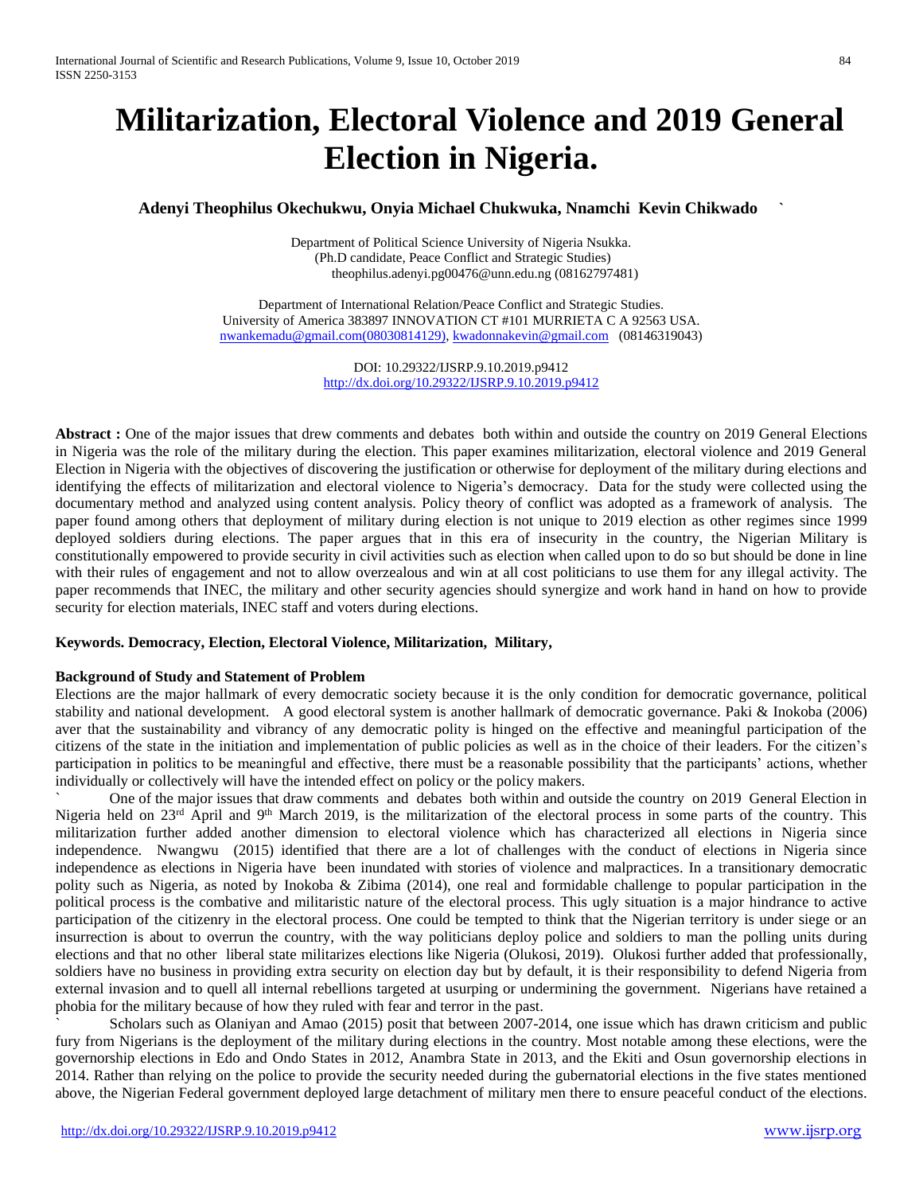# Militarization, Electoral Violence and 2019 General Election in Nigeria.

**Adenyi Theophilus Okechukwu, Onyia Michael Chukwuka, Nnamchi Kevin Chikwado**

Department of Political Science University of Nigeria Nsukka.
(Ph.D candidate, Peace Conflict and Strategic Studies)
theophilus.adenyi.pg00476@unn.edu.ng (08162797481)

Department of International Relation/Peace Conflict and Strategic Studies.
University of America 383897 INNOVATION CT #101 MURRIETA C A 92563 USA.
nwankemadu@gmail.com(08030814129), kwadonnakevin@gmail.com (08146319043)

DOI: 10.29322/IJSRP.9.10.2019.p9412
http://dx.doi.org/10.29322/IJSRP.9.10.2019.p9412

**Abstract :** One of the major issues that drew comments and debates both within and outside the country on 2019 General Elections in Nigeria was the role of the military during the election. This paper examines militarization, electoral violence and 2019 General Election in Nigeria with the objectives of discovering the justification or otherwise for deployment of the military during elections and identifying the effects of militarization and electoral violence to Nigeria's democracy. Data for the study were collected using the documentary method and analyzed using content analysis. Policy theory of conflict was adopted as a framework of analysis. The paper found among others that deployment of military during election is not unique to 2019 election as other regimes since 1999 deployed soldiers during elections. The paper argues that in this era of insecurity in the country, the Nigerian Military is constitutionally empowered to provide security in civil activities such as election when called upon to do so but should be done in line with their rules of engagement and not to allow overzealous and win at all cost politicians to use them for any illegal activity. The paper recommends that INEC, the military and other security agencies should synergize and work hand in hand on how to provide security for election materials, INEC staff and voters during elections.

**Keywords. Democracy, Election, Electoral Violence, Militarization, Military,**

## Background of Study and Statement of Problem

Elections are the major hallmark of every democratic society because it is the only condition for democratic governance, political stability and national development. A good electoral system is another hallmark of democratic governance. Paki & Inokoba (2006) aver that the sustainability and vibrancy of any democratic polity is hinged on the effective and meaningful participation of the citizens of the state in the initiation and implementation of public policies as well as in the choice of their leaders. For the citizen's participation in politics to be meaningful and effective, there must be a reasonable possibility that the participants' actions, whether individually or collectively will have the intended effect on policy or the policy makers.

One of the major issues that draw comments and debates both within and outside the country on 2019 General Election in Nigeria held on 23rd April and 9th March 2019, is the militarization of the electoral process in some parts of the country. This militarization further added another dimension to electoral violence which has characterized all elections in Nigeria since independence. Nwangwu (2015) identified that there are a lot of challenges with the conduct of elections in Nigeria since independence as elections in Nigeria have been inundated with stories of violence and malpractices. In a transitionary democratic polity such as Nigeria, as noted by Inokoba & Zibima (2014), one real and formidable challenge to popular participation in the political process is the combative and militaristic nature of the electoral process. This ugly situation is a major hindrance to active participation of the citizenry in the electoral process. One could be tempted to think that the Nigerian territory is under siege or an insurrection is about to overrun the country, with the way politicians deploy police and soldiers to man the polling units during elections and that no other liberal state militarizes elections like Nigeria (Olukosi, 2019). Olukosi further added that professionally, soldiers have no business in providing extra security on election day but by default, it is their responsibility to defend Nigeria from external invasion and to quell all internal rebellions targeted at usurping or undermining the government. Nigerians have retained a phobia for the military because of how they ruled with fear and terror in the past.

Scholars such as Olaniyan and Amao (2015) posit that between 2007-2014, one issue which has drawn criticism and public fury from Nigerians is the deployment of the military during elections in the country. Most notable among these elections, were the governorship elections in Edo and Ondo States in 2012, Anambra State in 2013, and the Ekiti and Osun governorship elections in 2014. Rather than relying on the police to provide the security needed during the gubernatorial elections in the five states mentioned above, the Nigerian Federal government deployed large detachment of military men there to ensure peaceful conduct of the elections.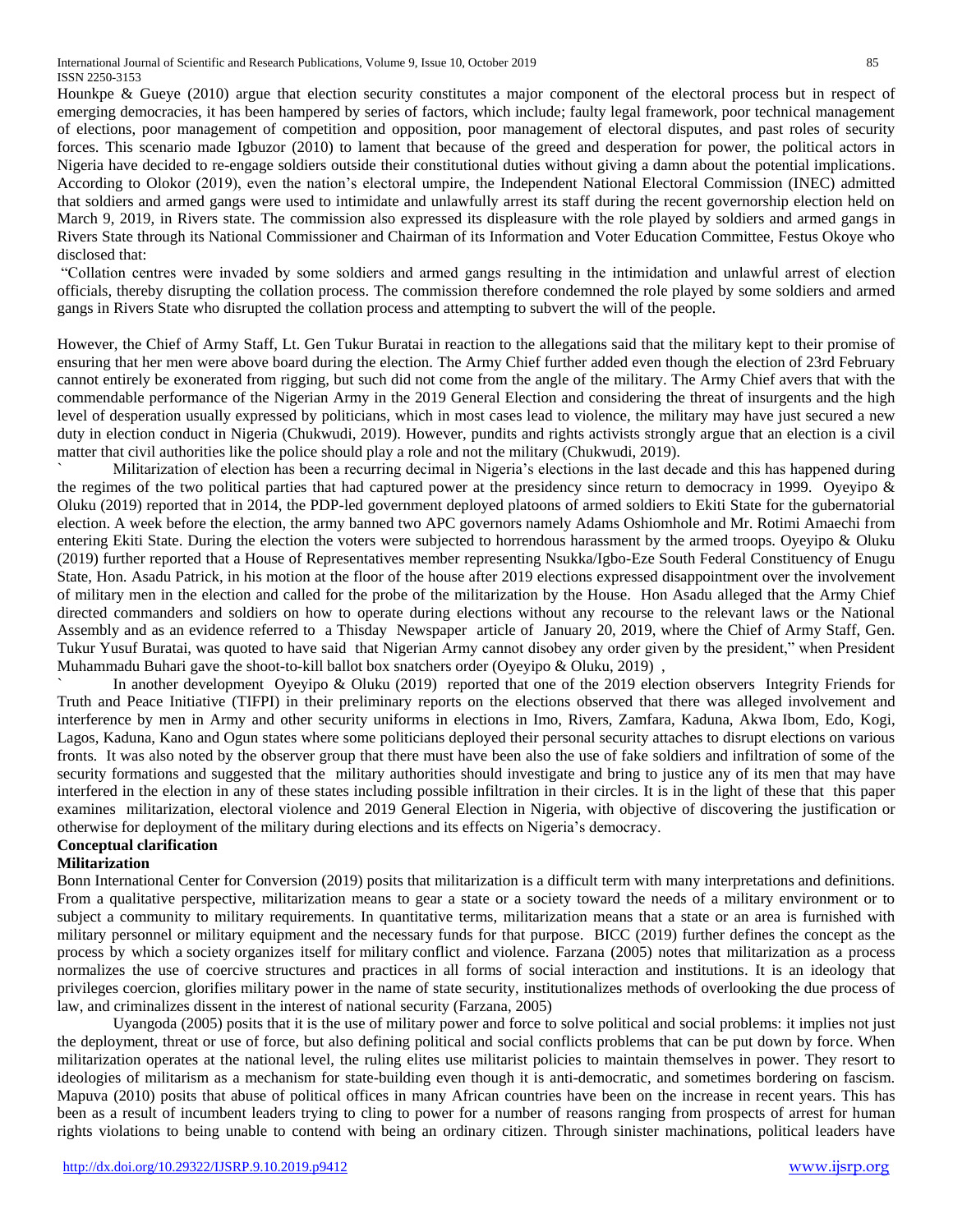Hounkpe & Gueye (2010) argue that election security constitutes a major component of the electoral process but in respect of emerging democracies, it has been hampered by series of factors, which include; faulty legal framework, poor technical management of elections, poor management of competition and opposition, poor management of electoral disputes, and past roles of security forces. This scenario made Igbuzor (2010) to lament that because of the greed and desperation for power, the political actors in Nigeria have decided to re-engage soldiers outside their constitutional duties without giving a damn about the potential implications. According to Olokor (2019), even the nation's electoral umpire, the Independent National Electoral Commission (INEC) admitted that soldiers and armed gangs were used to intimidate and unlawfully arrest its staff during the recent governorship election held on March 9, 2019, in Rivers state. The commission also expressed its displeasure with the role played by soldiers and armed gangs in Rivers State through its National Commissioner and Chairman of its Information and Voter Education Committee, Festus Okoye who disclosed that:

"Collation centres were invaded by some soldiers and armed gangs resulting in the intimidation and unlawful arrest of election officials, thereby disrupting the collation process. The commission therefore condemned the role played by some soldiers and armed gangs in Rivers State who disrupted the collation process and attempting to subvert the will of the people.

However, the Chief of Army Staff, Lt. Gen Tukur Buratai in reaction to the allegations said that the military kept to their promise of ensuring that her men were above board during the election. The Army Chief further added even though the election of 23rd February cannot entirely be exonerated from rigging, but such did not come from the angle of the military. The Army Chief avers that with the commendable performance of the Nigerian Army in the 2019 General Election and considering the threat of insurgents and the high level of desperation usually expressed by politicians, which in most cases lead to violence, the military may have just secured a new duty in election conduct in Nigeria (Chukwudi, 2019). However, pundits and rights activists strongly argue that an election is a civil matter that civil authorities like the police should play a role and not the military (Chukwudi, 2019).

Militarization of election has been a recurring decimal in Nigeria's elections in the last decade and this has happened during the regimes of the two political parties that had captured power at the presidency since return to democracy in 1999. Oyeyipo & Oluku (2019) reported that in 2014, the PDP-led government deployed platoons of armed soldiers to Ekiti State for the gubernatorial election. A week before the election, the army banned two APC governors namely Adams Oshiomhole and Mr. Rotimi Amaechi from entering Ekiti State. During the election the voters were subjected to horrendous harassment by the armed troops. Oyeyipo & Oluku (2019) further reported that a House of Representatives member representing Nsukka/Igbo-Eze South Federal Constituency of Enugu State, Hon. Asadu Patrick, in his motion at the floor of the house after 2019 elections expressed disappointment over the involvement of military men in the election and called for the probe of the militarization by the House. Hon Asadu alleged that the Army Chief directed commanders and soldiers on how to operate during elections without any recourse to the relevant laws or the National Assembly and as an evidence referred to a Thisday Newspaper article of January 20, 2019, where the Chief of Army Staff, Gen. Tukur Yusuf Buratai, was quoted to have said that Nigerian Army cannot disobey any order given by the president," when President Muhammadu Buhari gave the shoot-to-kill ballot box snatchers order (Oyeyipo & Oluku, 2019) ,

In another development Oyeyipo & Oluku (2019) reported that one of the 2019 election observers Integrity Friends for Truth and Peace Initiative (TIFPI) in their preliminary reports on the elections observed that there was alleged involvement and interference by men in Army and other security uniforms in elections in Imo, Rivers, Zamfara, Kaduna, Akwa Ibom, Edo, Kogi, Lagos, Kaduna, Kano and Ogun states where some politicians deployed their personal security attaches to disrupt elections on various fronts. It was also noted by the observer group that there must have been also the use of fake soldiers and infiltration of some of the security formations and suggested that the military authorities should investigate and bring to justice any of its men that may have interfered in the election in any of these states including possible infiltration in their circles. It is in the light of these that this paper examines militarization, electoral violence and 2019 General Election in Nigeria, with objective of discovering the justification or otherwise for deployment of the military during elections and its effects on Nigeria's democracy.

## Conceptual clarification

### Militarization

Bonn International Center for Conversion (2019) posits that militarization is a difficult term with many interpretations and definitions. From a qualitative perspective, militarization means to gear a state or a society toward the needs of a military environment or to subject a community to military requirements. In quantitative terms, militarization means that a state or an area is furnished with military personnel or military equipment and the necessary funds for that purpose. BICC (2019) further defines the concept as the process by which a society organizes itself for military conflict and violence. Farzana (2005) notes that militarization as a process normalizes the use of coercive structures and practices in all forms of social interaction and institutions. It is an ideology that privileges coercion, glorifies military power in the name of state security, institutionalizes methods of overlooking the due process of law, and criminalizes dissent in the interest of national security (Farzana, 2005)

Uyangoda (2005) posits that it is the use of military power and force to solve political and social problems: it implies not just the deployment, threat or use of force, but also defining political and social conflicts problems that can be put down by force. When militarization operates at the national level, the ruling elites use militarist policies to maintain themselves in power. They resort to ideologies of militarism as a mechanism for state-building even though it is anti-democratic, and sometimes bordering on fascism. Mapuva (2010) posits that abuse of political offices in many African countries have been on the increase in recent years. This has been as a result of incumbent leaders trying to cling to power for a number of reasons ranging from prospects of arrest for human rights violations to being unable to contend with being an ordinary citizen. Through sinister machinations, political leaders have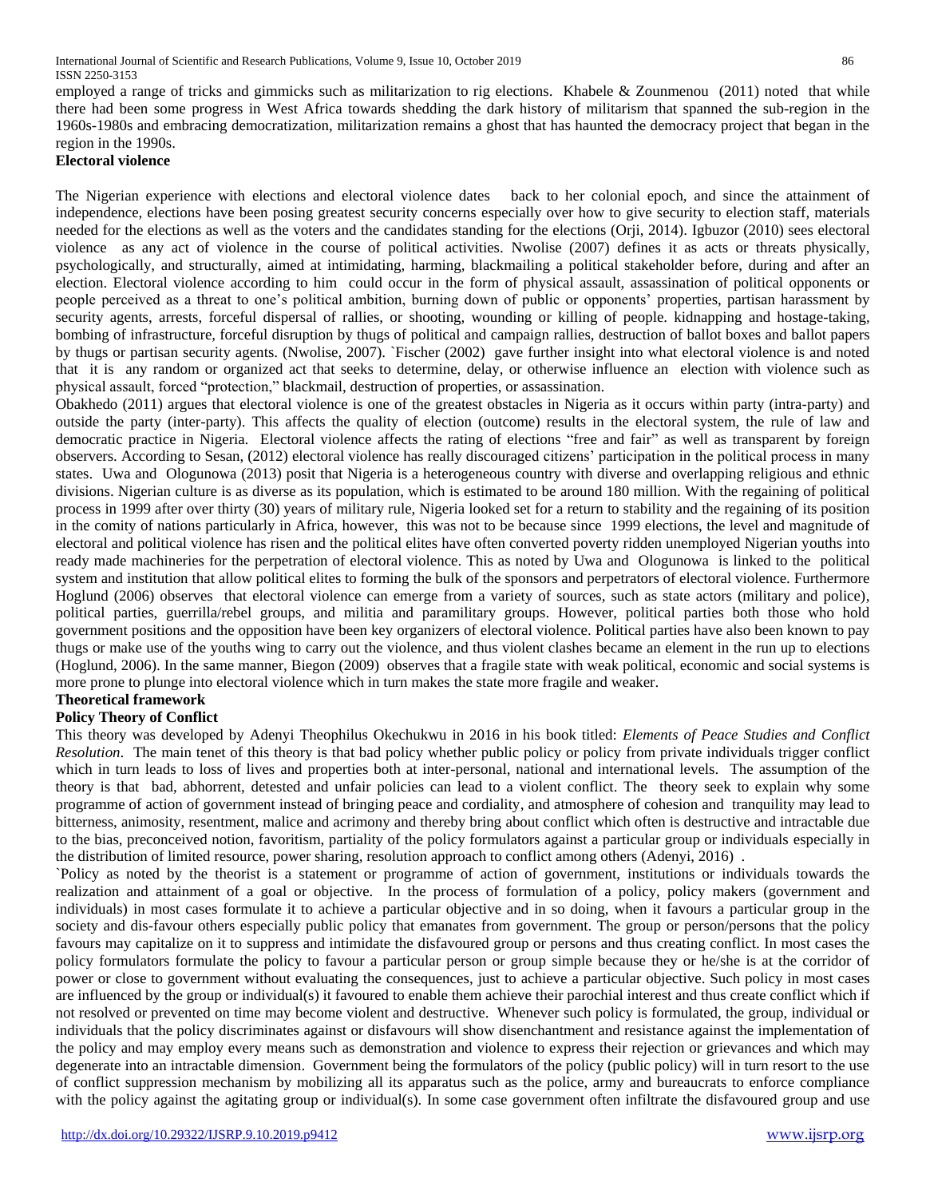employed a range of tricks and gimmicks such as militarization to rig elections. Khabele & Zounmenou (2011) noted that while there had been some progress in West Africa towards shedding the dark history of militarism that spanned the sub-region in the 1960s-1980s and embracing democratization, militarization remains a ghost that has haunted the democracy project that began in the region in the 1990s.

**Electoral violence**

The Nigerian experience with elections and electoral violence dates back to her colonial epoch, and since the attainment of independence, elections have been posing greatest security concerns especially over how to give security to election staff, materials needed for the elections as well as the voters and the candidates standing for the elections (Orji, 2014). Igbuzor (2010) sees electoral violence as any act of violence in the course of political activities. Nwolise (2007) defines it as acts or threats physically, psychologically, and structurally, aimed at intimidating, harming, blackmailing a political stakeholder before, during and after an election. Electoral violence according to him could occur in the form of physical assault, assassination of political opponents or people perceived as a threat to one's political ambition, burning down of public or opponents' properties, partisan harassment by security agents, arrests, forceful dispersal of rallies, or shooting, wounding or killing of people. kidnapping and hostage-taking, bombing of infrastructure, forceful disruption by thugs of political and campaign rallies, destruction of ballot boxes and ballot papers by thugs or partisan security agents. (Nwolise, 2007). `Fischer (2002) gave further insight into what electoral violence is and noted that it is any random or organized act that seeks to determine, delay, or otherwise influence an election with violence such as physical assault, forced "protection," blackmail, destruction of properties, or assassination.

Obakhedo (2011) argues that electoral violence is one of the greatest obstacles in Nigeria as it occurs within party (intra-party) and outside the party (inter-party). This affects the quality of election (outcome) results in the electoral system, the rule of law and democratic practice in Nigeria. Electoral violence affects the rating of elections "free and fair" as well as transparent by foreign observers. According to Sesan, (2012) electoral violence has really discouraged citizens' participation in the political process in many states. Uwa and Ologunowa (2013) posit that Nigeria is a heterogeneous country with diverse and overlapping religious and ethnic divisions. Nigerian culture is as diverse as its population, which is estimated to be around 180 million. With the regaining of political process in 1999 after over thirty (30) years of military rule, Nigeria looked set for a return to stability and the regaining of its position in the comity of nations particularly in Africa, however, this was not to be because since 1999 elections, the level and magnitude of electoral and political violence has risen and the political elites have often converted poverty ridden unemployed Nigerian youths into ready made machineries for the perpetration of electoral violence. This as noted by Uwa and Ologunowa is linked to the political system and institution that allow political elites to forming the bulk of the sponsors and perpetrators of electoral violence. Furthermore Hoglund (2006) observes that electoral violence can emerge from a variety of sources, such as state actors (military and police), political parties, guerrilla/rebel groups, and militia and paramilitary groups. However, political parties both those who hold government positions and the opposition have been key organizers of electoral violence. Political parties have also been known to pay thugs or make use of the youths wing to carry out the violence, and thus violent clashes became an element in the run up to elections (Hoglund, 2006). In the same manner, Biegon (2009) observes that a fragile state with weak political, economic and social systems is more prone to plunge into electoral violence which in turn makes the state more fragile and weaker.

**Theoretical framework**

**Policy Theory of Conflict**

This theory was developed by Adenyi Theophilus Okechukwu in 2016 in his book titled: *Elements of Peace Studies and Conflict Resolution*. The main tenet of this theory is that bad policy whether public policy or policy from private individuals trigger conflict which in turn leads to loss of lives and properties both at inter-personal, national and international levels. The assumption of the theory is that bad, abhorrent, detested and unfair policies can lead to a violent conflict. The theory seek to explain why some programme of action of government instead of bringing peace and cordiality, and atmosphere of cohesion and tranquility may lead to bitterness, animosity, resentment, malice and acrimony and thereby bring about conflict which often is destructive and intractable due to the bias, preconceived notion, favoritism, partiality of the policy formulators against a particular group or individuals especially in the distribution of limited resource, power sharing, resolution approach to conflict among others (Adenyi, 2016) .

`Policy as noted by the theorist is a statement or programme of action of government, institutions or individuals towards the realization and attainment of a goal or objective. In the process of formulation of a policy, policy makers (government and individuals) in most cases formulate it to achieve a particular objective and in so doing, when it favours a particular group in the society and dis-favour others especially public policy that emanates from government. The group or person/persons that the policy favours may capitalize on it to suppress and intimidate the disfavoured group or persons and thus creating conflict. In most cases the policy formulators formulate the policy to favour a particular person or group simple because they or he/she is at the corridor of power or close to government without evaluating the consequences, just to achieve a particular objective. Such policy in most cases are influenced by the group or individual(s) it favoured to enable them achieve their parochial interest and thus create conflict which if not resolved or prevented on time may become violent and destructive. Whenever such policy is formulated, the group, individual or individuals that the policy discriminates against or disfavours will show disenchantment and resistance against the implementation of the policy and may employ every means such as demonstration and violence to express their rejection or grievances and which may degenerate into an intractable dimension. Government being the formulators of the policy (public policy) will in turn resort to the use of conflict suppression mechanism by mobilizing all its apparatus such as the police, army and bureaucrats to enforce compliance with the policy against the agitating group or individual(s). In some case government often infiltrate the disfavoured group and use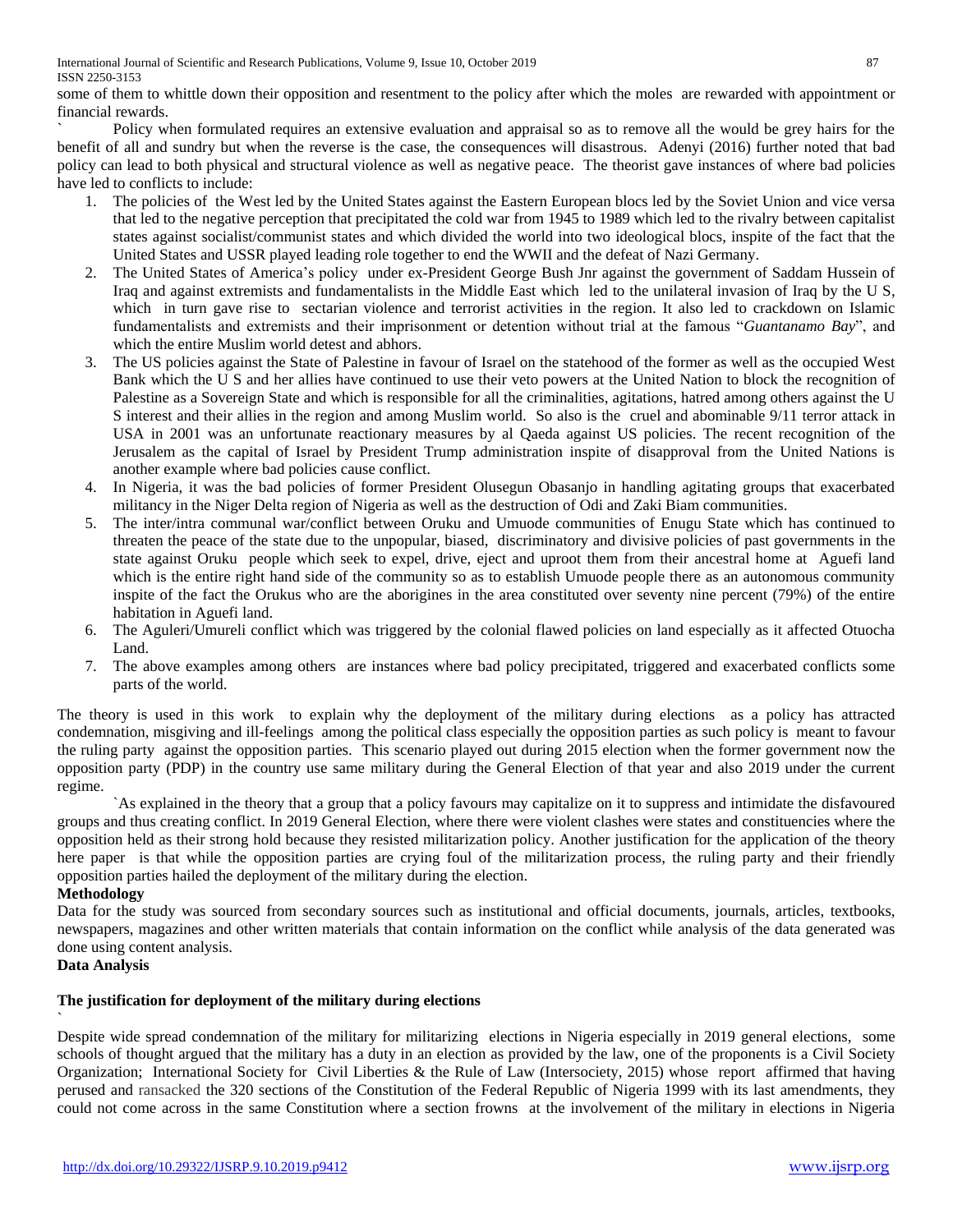some of them to whittle down their opposition and resentment to the policy after which the moles are rewarded with appointment or financial rewards.

` Policy when formulated requires an extensive evaluation and appraisal so as to remove all the would be grey hairs for the benefit of all and sundry but when the reverse is the case, the consequences will disastrous. Adenyi (2016) further noted that bad policy can lead to both physical and structural violence as well as negative peace. The theorist gave instances of where bad policies have led to conflicts to include:

1. The policies of the West led by the United States against the Eastern European blocs led by the Soviet Union and vice versa that led to the negative perception that precipitated the cold war from 1945 to 1989 which led to the rivalry between capitalist states against socialist/communist states and which divided the world into two ideological blocs, inspite of the fact that the United States and USSR played leading role together to end the WWII and the defeat of Nazi Germany.
2. The United States of America's policy under ex-President George Bush Jnr against the government of Saddam Hussein of Iraq and against extremists and fundamentalists in the Middle East which led to the unilateral invasion of Iraq by the U S, which in turn gave rise to sectarian violence and terrorist activities in the region. It also led to crackdown on Islamic fundamentalists and extremists and their imprisonment or detention without trial at the famous "*Guantanamo Bay*", and which the entire Muslim world detest and abhors.
3. The US policies against the State of Palestine in favour of Israel on the statehood of the former as well as the occupied West Bank which the U S and her allies have continued to use their veto powers at the United Nation to block the recognition of Palestine as a Sovereign State and which is responsible for all the criminalities, agitations, hatred among others against the U S interest and their allies in the region and among Muslim world. So also is the cruel and abominable 9/11 terror attack in USA in 2001 was an unfortunate reactionary measures by al Qaeda against US policies. The recent recognition of the Jerusalem as the capital of Israel by President Trump administration inspite of disapproval from the United Nations is another example where bad policies cause conflict.
4. In Nigeria, it was the bad policies of former President Olusegun Obasanjo in handling agitating groups that exacerbated militancy in the Niger Delta region of Nigeria as well as the destruction of Odi and Zaki Biam communities.
5. The inter/intra communal war/conflict between Oruku and Umuode communities of Enugu State which has continued to threaten the peace of the state due to the unpopular, biased, discriminatory and divisive policies of past governments in the state against Oruku people which seek to expel, drive, eject and uproot them from their ancestral home at Aguefi land which is the entire right hand side of the community so as to establish Umuode people there as an autonomous community inspite of the fact the Orukus who are the aborigines in the area constituted over seventy nine percent (79%) of the entire habitation in Aguefi land.
6. The Aguleri/Umureli conflict which was triggered by the colonial flawed policies on land especially as it affected Otuocha Land.
7. The above examples among others are instances where bad policy precipitated, triggered and exacerbated conflicts some parts of the world.

The theory is used in this work to explain why the deployment of the military during elections as a policy has attracted condemnation, misgiving and ill-feelings among the political class especially the opposition parties as such policy is meant to favour the ruling party against the opposition parties. This scenario played out during 2015 election when the former government now the opposition party (PDP) in the country use same military during the General Election of that year and also 2019 under the current regime.

`As explained in the theory that a group that a policy favours may capitalize on it to suppress and intimidate the disfavoured groups and thus creating conflict. In 2019 General Election, where there were violent clashes were states and constituencies where the opposition held as their strong hold because they resisted militarization policy. Another justification for the application of the theory here paper is that while the opposition parties are crying foul of the militarization process, the ruling party and their friendly opposition parties hailed the deployment of the military during the election.

**Methodology**

Data for the study was sourced from secondary sources such as institutional and official documents, journals, articles, textbooks, newspapers, magazines and other written materials that contain information on the conflict while analysis of the data generated was done using content analysis.

**Data Analysis**

**The justification for deployment of the military during elections**

`

Despite wide spread condemnation of the military for militarizing elections in Nigeria especially in 2019 general elections, some schools of thought argued that the military has a duty in an election as provided by the law, one of the proponents is a Civil Society Organization; International Society for Civil Liberties & the Rule of Law (Intersociety, 2015) whose report affirmed that having perused and ransacked the 320 sections of the Constitution of the Federal Republic of Nigeria 1999 with its last amendments, they could not come across in the same Constitution where a section frowns at the involvement of the military in elections in Nigeria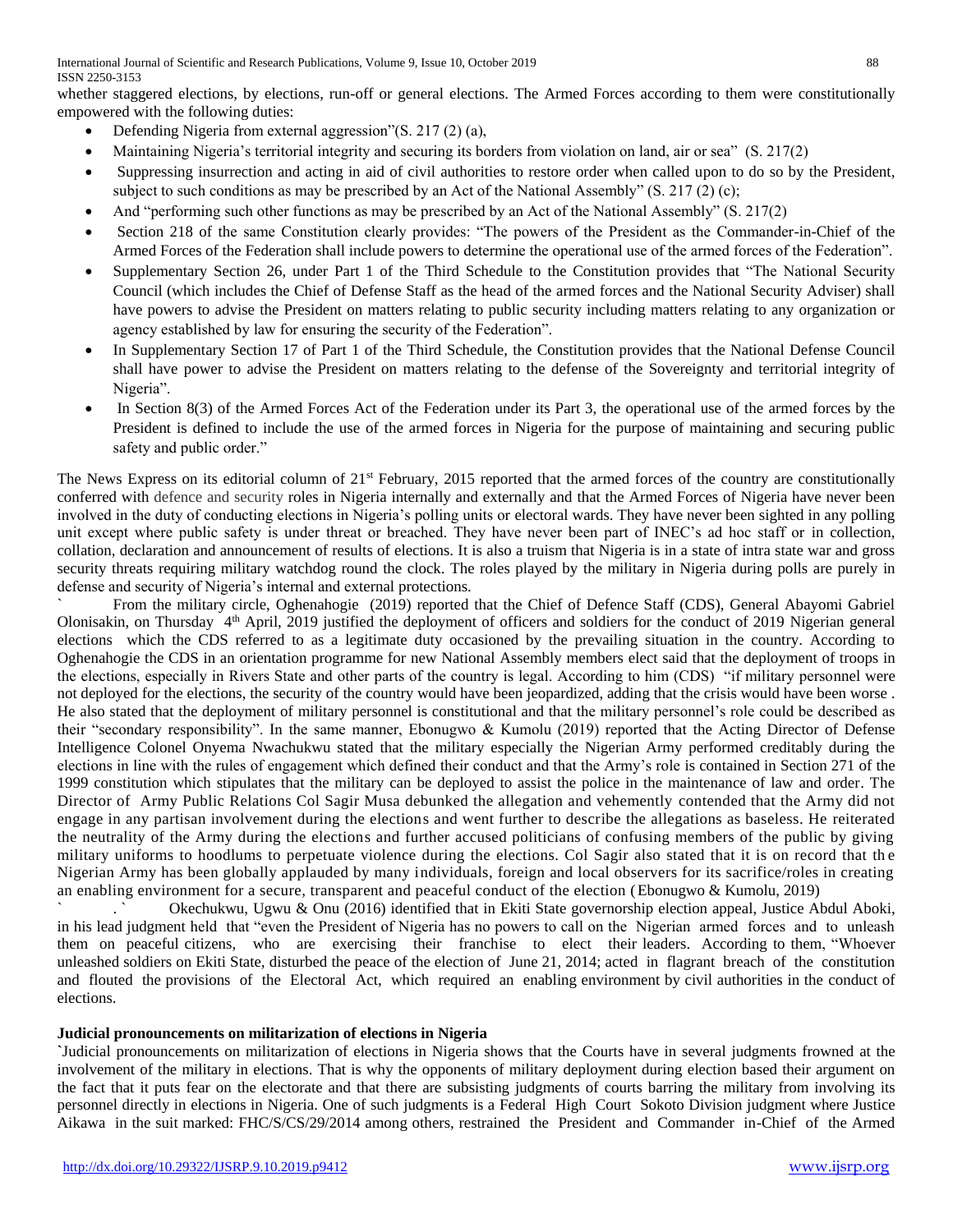whether staggered elections, by elections, run-off or general elections. The Armed Forces according to them were constitutionally empowered with the following duties:

- Defending Nigeria from external aggression"(S. 217 (2) (a),
- Maintaining Nigeria's territorial integrity and securing its borders from violation on land, air or sea" (S. 217(2)
- Suppressing insurrection and acting in aid of civil authorities to restore order when called upon to do so by the President, subject to such conditions as may be prescribed by an Act of the National Assembly" (S. 217 (2) (c);
- And "performing such other functions as may be prescribed by an Act of the National Assembly" (S. 217(2)
- Section 218 of the same Constitution clearly provides: "The powers of the President as the Commander-in-Chief of the Armed Forces of the Federation shall include powers to determine the operational use of the armed forces of the Federation".
- Supplementary Section 26, under Part 1 of the Third Schedule to the Constitution provides that "The National Security Council (which includes the Chief of Defense Staff as the head of the armed forces and the National Security Adviser) shall have powers to advise the President on matters relating to public security including matters relating to any organization or agency established by law for ensuring the security of the Federation".
- In Supplementary Section 17 of Part 1 of the Third Schedule, the Constitution provides that the National Defense Council shall have power to advise the President on matters relating to the defense of the Sovereignty and territorial integrity of Nigeria".
- In Section 8(3) of the Armed Forces Act of the Federation under its Part 3, the operational use of the armed forces by the President is defined to include the use of the armed forces in Nigeria for the purpose of maintaining and securing public safety and public order."

The News Express on its editorial column of 21st February, 2015 reported that the armed forces of the country are constitutionally conferred with defence and security roles in Nigeria internally and externally and that the Armed Forces of Nigeria have never been involved in the duty of conducting elections in Nigeria's polling units or electoral wards. They have never been sighted in any polling unit except where public safety is under threat or breached. They have never been part of INEC's ad hoc staff or in collection, collation, declaration and announcement of results of elections. It is also a truism that Nigeria is in a state of intra state war and gross security threats requiring military watchdog round the clock. The roles played by the military in Nigeria during polls are purely in defense and security of Nigeria's internal and external protections.

` From the military circle, Oghenahogie (2019) reported that the Chief of Defence Staff (CDS), General Abayomi Gabriel Olonisakin, on Thursday 4th April, 2019 justified the deployment of officers and soldiers for the conduct of 2019 Nigerian general elections which the CDS referred to as a legitimate duty occasioned by the prevailing situation in the country. According to Oghenahogie the CDS in an orientation programme for new National Assembly members elect said that the deployment of troops in the elections, especially in Rivers State and other parts of the country is legal. According to him (CDS) "if military personnel were not deployed for the elections, the security of the country would have been jeopardized, adding that the crisis would have been worse . He also stated that the deployment of military personnel is constitutional and that the military personnel's role could be described as their "secondary responsibility". In the same manner, Ebonugwo & Kumolu (2019) reported that the Acting Director of Defense Intelligence Colonel Onyema Nwachukwu stated that the military especially the Nigerian Army performed creditably during the elections in line with the rules of engagement which defined their conduct and that the Army's role is contained in Section 271 of the 1999 constitution which stipulates that the military can be deployed to assist the police in the maintenance of law and order. The Director of Army Public Relations Col Sagir Musa debunked the allegation and vehemently contended that the Army did not engage in any partisan involvement during the elections and went further to describe the allegations as baseless. He reiterated the neutrality of the Army during the elections and further accused politicians of confusing members of the public by giving military uniforms to hoodlums to perpetuate violence during the elections. Col Sagir also stated that it is on record that the Nigerian Army has been globally applauded by many individuals, foreign and local observers for its sacrifice/roles in creating an enabling environment for a secure, transparent and peaceful conduct of the election (Ebonugwo & Kumolu, 2019)

` . ` Okechukwu, Ugwu & Onu (2016) identified that in Ekiti State governorship election appeal, Justice Abdul Aboki, in his lead judgment held that "even the President of Nigeria has no powers to call on the Nigerian armed forces and to unleash them on peaceful citizens, who are exercising their franchise to elect their leaders. According to them, "Whoever unleashed soldiers on Ekiti State, disturbed the peace of the election of June 21, 2014; acted in flagrant breach of the constitution and flouted the provisions of the Electoral Act, which required an enabling environment by civil authorities in the conduct of elections.

**Judicial pronouncements on militarization of elections in Nigeria**

`Judicial pronouncements on militarization of elections in Nigeria shows that the Courts have in several judgments frowned at the involvement of the military in elections. That is why the opponents of military deployment during election based their argument on the fact that it puts fear on the electorate and that there are subsisting judgments of courts barring the military from involving its personnel directly in elections in Nigeria. One of such judgments is a Federal High Court Sokoto Division judgment where Justice Aikawa in the suit marked: FHC/S/CS/29/2014 among others, restrained the President and Commander in-Chief of the Armed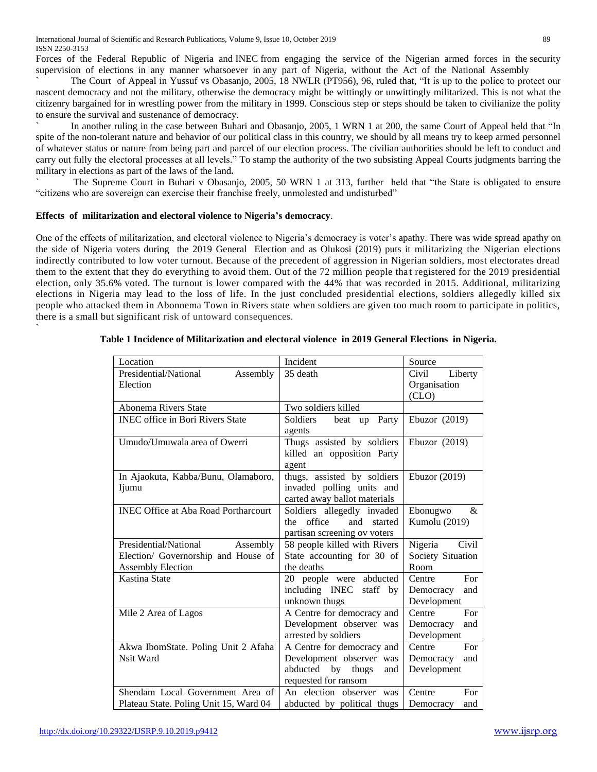Forces of the Federal Republic of Nigeria and INEC from engaging the service of the Nigerian armed forces in the security supervision of elections in any manner whatsoever in any part of Nigeria, without the Act of the National Assembly

` The Court of Appeal in Yussuf vs Obasanjo, 2005, 18 NWLR (PT956), 96, ruled that, "It is up to the police to protect our nascent democracy and not the military, otherwise the democracy might be wittingly or unwittingly militarized. This is not what the citizenry bargained for in wrestling power from the military in 1999. Conscious step or steps should be taken to civilianize the polity to ensure the survival and sustenance of democracy.

` In another ruling in the case between Buhari and Obasanjo, 2005, 1 WRN 1 at 200, the same Court of Appeal held that "In spite of the non-tolerant nature and behavior of our political class in this country, we should by all means try to keep armed personnel of whatever status or nature from being part and parcel of our election process. The civilian authorities should be left to conduct and carry out fully the electoral processes at all levels." To stamp the authority of the two subsisting Appeal Courts judgments barring the military in elections as part of the laws of the land.

` The Supreme Court in Buhari v Obasanjo, 2005, 50 WRN 1 at 313, further held that "the State is obligated to ensure "citizens who are sovereign can exercise their franchise freely, unmolested and undisturbed"

**Effects of militarization and electoral violence to Nigeria's democracy**.

One of the effects of militarization, and electoral violence to Nigeria's democracy is voter's apathy. There was wide spread apathy on the side of Nigeria voters during the 2019 General Election and as Olukosi (2019) puts it militarizing the Nigerian elections indirectly contributed to low voter turnout. Because of the precedent of aggression in Nigerian soldiers, most electorates dread them to the extent that they do everything to avoid them. Out of the 72 million people that registered for the 2019 presidential election, only 35.6% voted. The turnout is lower compared with the 44% that was recorded in 2015. Additional, militarizing elections in Nigeria may lead to the loss of life. In the just concluded presidential elections, soldiers allegedly killed six people who attacked them in Abonnema Town in Rivers state when soldiers are given too much room to participate in politics, there is a small but significant risk of untoward consequences.

`

**Table 1 Incidence of Militarization and electoral violence in 2019 General Elections in Nigeria.**

| Location | Incident | Source |
|---|---|---|
| Presidential/National Assembly Election | 35 death | Civil Liberty Organisation (CLO) |
| Abonema Rivers State | Two soldiers killed | |
| INEC office in Bori Rivers State | Soldiers beat up Party agents | Ebuzor (2019) |
| Umudo/Umuwala area of Owerri | Thugs assisted by soldiers killed an opposition Party agent | Ebuzor (2019) |
| In Ajaokuta, Kabba/Bunu, Olamaboro, Ijumu | thugs, assisted by soldiers invaded polling units and carted away ballot materials | Ebuzor (2019) |
| INEC Office at Aba Road Portharcourt | Soldiers allegedly invaded the office and started partisan screening ov voters | Ebonugwo & Kumolu (2019) |
| Presidential/National Assembly Election/ Governorship and House of Assembly Election | 58 people killed with Rivers State accounting for 30 of the deaths | Nigeria Civil Society Situation Room |
| Kastina State | 20 people were abducted including INEC staff by unknown thugs | Centre For Democracy and Development |
| Mile 2 Area of Lagos | A Centre for democracy and Development observer was arrested by soldiers | Centre For Democracy and Development |
| Akwa IbomState. Poling Unit 2 Afaha Nsit Ward | A Centre for democracy and Development observer was abducted by thugs and requested for ransom | Centre For Democracy and Development |
| Shendam Local Government Area of Plateau State. Poling Unit 15, Ward 04 | An election observer was abducted by political thugs | Centre For Democracy and |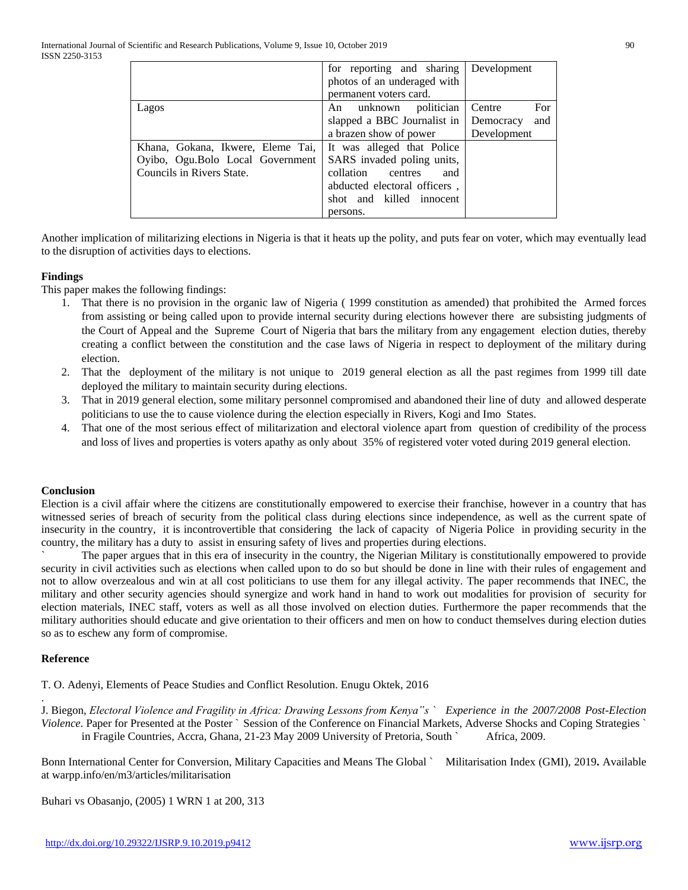| | | |
|---|---|---|
| | for reporting and sharing photos of an underaged with permanent voters card. | Development |
| Lagos | An unknown politician slapped a BBC Journalist in a brazen show of power | Centre For Democracy and Development |
| Khana, Gokana, Ikwere, Eleme Tai, Oyibo, Ogu.Bolo Local Government Councils in Rivers State. | It was alleged that Police SARS invaded poling units, collation centres and abducted electoral officers , shot and killed innocent persons. | |

Another implication of militarizing elections in Nigeria is that it heats up the polity, and puts fear on voter, which may eventually lead to the disruption of activities days to elections.

**Findings**

This paper makes the following findings:

1. That there is no provision in the organic law of Nigeria ( 1999 constitution as amended) that prohibited the Armed forces from assisting or being called upon to provide internal security during elections however there are subsisting judgments of the Court of Appeal and the Supreme Court of Nigeria that bars the military from any engagement election duties, thereby creating a conflict between the constitution and the case laws of Nigeria in respect to deployment of the military during election.
2. That the deployment of the military is not unique to 2019 general election as all the past regimes from 1999 till date deployed the military to maintain security during elections.
3. That in 2019 general election, some military personnel compromised and abandoned their line of duty and allowed desperate politicians to use the to cause violence during the election especially in Rivers, Kogi and Imo States.
4. That one of the most serious effect of militarization and electoral violence apart from question of credibility of the process and loss of lives and properties is voters apathy as only about 35% of registered voter voted during 2019 general election.

**Conclusion**

Election is a civil affair where the citizens are constitutionally empowered to exercise their franchise, however in a country that has witnessed series of breach of security from the political class during elections since independence, as well as the current spate of insecurity in the country, it is incontrovertible that considering the lack of capacity of Nigeria Police in providing security in the country, the military has a duty to assist in ensuring safety of lives and properties during elections.

` The paper argues that in this era of insecurity in the country, the Nigerian Military is constitutionally empowered to provide security in civil activities such as elections when called upon to do so but should be done in line with their rules of engagement and not to allow overzealous and win at all cost politicians to use them for any illegal activity. The paper recommends that INEC, the military and other security agencies should synergize and work hand in hand to work out modalities for provision of security for election materials, INEC staff, voters as well as all those involved on election duties. Furthermore the paper recommends that the military authorities should educate and give orientation to their officers and men on how to conduct themselves during election duties so as to eschew any form of compromise.

**Reference**

T. O. Adenyi, Elements of Peace Studies and Conflict Resolution. Enugu Oktek, 2016

.

J. Biegon, *Electoral Violence and Fragility in Africa: Drawing Lessons from Kenya"s ` Experience in the 2007/2008 Post-Election Violence.* Paper for Presented at the Poster ` Session of the Conference on Financial Markets, Adverse Shocks and Coping Strategies ` in Fragile Countries, Accra, Ghana, 21-23 May 2009 University of Pretoria, South ` Africa, 2009.

Bonn International Center for Conversion, Military Capacities and Means The Global ` Militarisation Index (GMI), 2019**.** Available at warpp.info/en/m3/articles/militarisation

Buhari vs Obasanjo, (2005) 1 WRN 1 at 200, 313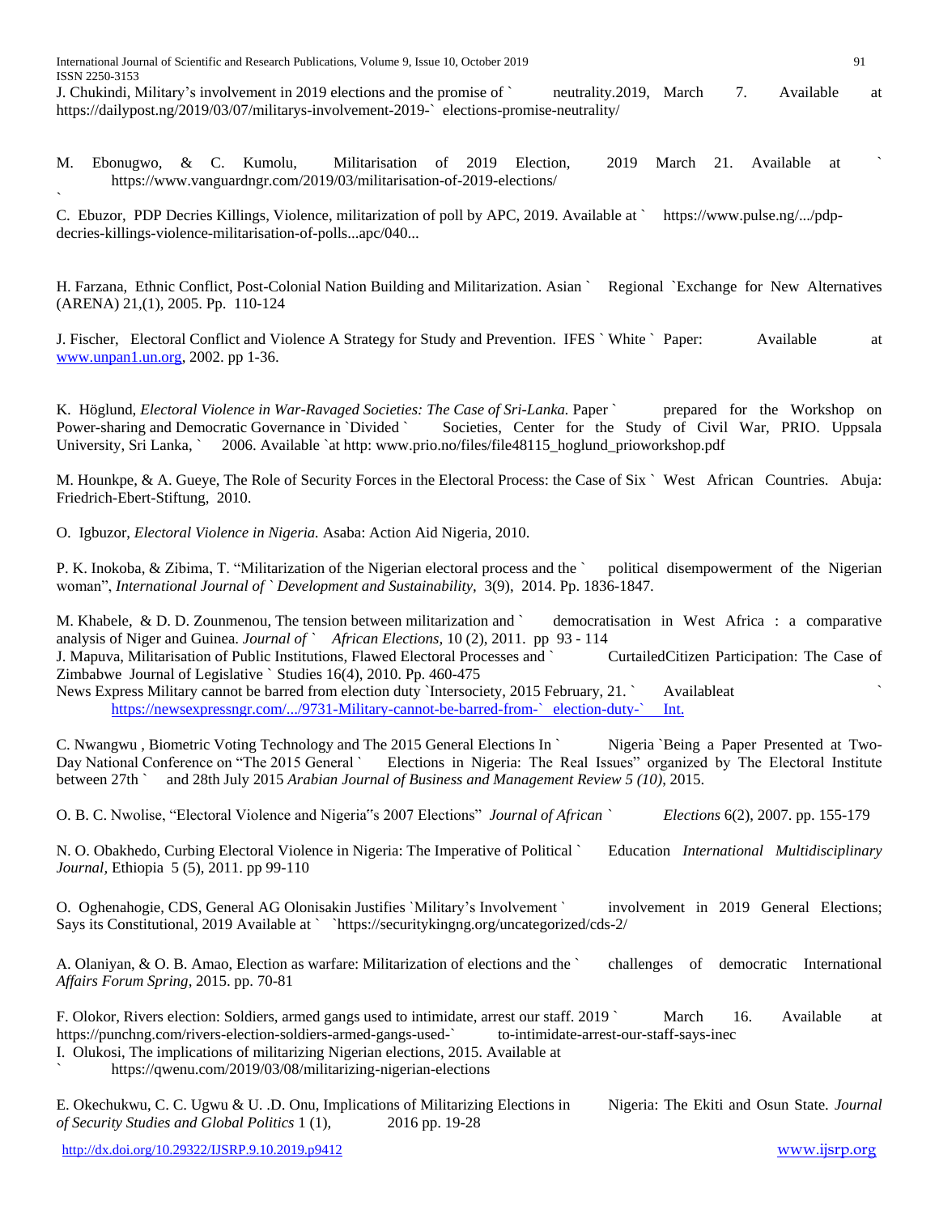J. Chukindi, Military's involvement in 2019 elections and the promise of ` neutrality.2019, March 7. Available at https://dailypost.ng/2019/03/07/militarys-involvement-2019-` elections-promise-neutrality/

M. Ebonugwo, & C. Kumolu, Militarisation of 2019 Election, 2019 March 21. Available at ` https://www.vanguardngr.com/2019/03/militarisation-of-2019-elections/
`

C. Ebuzor, PDP Decries Killings, Violence, militarization of poll by APC, 2019. Available at ` https://www.pulse.ng/.../pdp-decries-killings-violence-militarisation-of-polls...apc/040...

H. Farzana, Ethnic Conflict, Post-Colonial Nation Building and Militarization. Asian ` Regional `Exchange for New Alternatives (ARENA) 21,(1), 2005. Pp. 110-124

J. Fischer, Electoral Conflict and Violence A Strategy for Study and Prevention. IFES ` White ` Paper: Available at www.unpan1.un.org, 2002. pp 1-36.

K. Höglund, *Electoral Violence in War-Ravaged Societies: The Case of Sri-Lanka.* Paper ` prepared for the Workshop on Power-sharing and Democratic Governance in `Divided ` Societies, Center for the Study of Civil War, PRIO. Uppsala University, Sri Lanka, ` 2006. Available `at http: www.prio.no/files/file48115_hoglund_prioworkshop.pdf

M. Hounkpe, & A. Gueye, The Role of Security Forces in the Electoral Process: the Case of Six ` West African Countries. Abuja: Friedrich-Ebert-Stiftung, 2010.

O. Igbuzor, *Electoral Violence in Nigeria.* Asaba: Action Aid Nigeria, 2010.

P. K. Inokoba, & Zibima, T. "Militarization of the Nigerian electoral process and the ` political disempowerment of the Nigerian woman", *International Journal of ` Development and Sustainability,* 3(9), 2014. Pp. 1836-1847.

M. Khabele, & D. D. Zounmenou, The tension between militarization and ` democratisation in West Africa : a comparative analysis of Niger and Guinea. *Journal of ` African Elections,* 10 (2), 2011. pp 93 - 114

J. Mapuva, Militarisation of Public Institutions, Flawed Electoral Processes and ` CurtailedCitizen Participation: The Case of Zimbabwe Journal of Legislative ` Studies 16(4), 2010. Pp. 460-475

News Express Military cannot be barred from election duty `Intersociety, 2015 February, 21. ` Availableat ` https://newsexpressngr.com/.../9731-Military-cannot-be-barred-from-` election-duty-` Int.

C. Nwangwu , Biometric Voting Technology and The 2015 General Elections In ` Nigeria `Being a Paper Presented at Two-Day National Conference on "The 2015 General ` Elections in Nigeria: The Real Issues" organized by The Electoral Institute between 27th ` and 28th July 2015 *Arabian Journal of Business and Management Review 5 (10),* 2015.

O. B. C. Nwolise, "Electoral Violence and Nigeria"s 2007 Elections" *Journal of African ` Elections* 6(2), 2007. pp. 155-179

N. O. Obakhedo, Curbing Electoral Violence in Nigeria: The Imperative of Political ` Education *International Multidisciplinary Journal,* Ethiopia 5 (5), 2011. pp 99-110

O. Oghenahogie, CDS, General AG Olonisakin Justifies `Military's Involvement ` involvement in 2019 General Elections; Says its Constitutional, 2019 Available at ` `https://securitykingng.org/uncategorized/cds-2/

A. Olaniyan, & O. B. Amao, Election as warfare: Militarization of elections and the ` challenges of democratic International *Affairs Forum Spring,* 2015. pp. 70-81

F. Olokor, Rivers election: Soldiers, armed gangs used to intimidate, arrest our staff. 2019 ` March 16. Available at https://punchng.com/rivers-election-soldiers-armed-gangs-used-` to-intimidate-arrest-our-staff-says-inec

I. Olukosi, The implications of militarizing Nigerian elections, 2015. Available at ` https://qwenu.com/2019/03/08/militarizing-nigerian-elections

E. Okechukwu, C. C. Ugwu & U. .D. Onu, Implications of Militarizing Elections in Nigeria: The Ekiti and Osun State. *Journal of Security Studies and Global Politics* 1 (1), 2016 pp. 19-28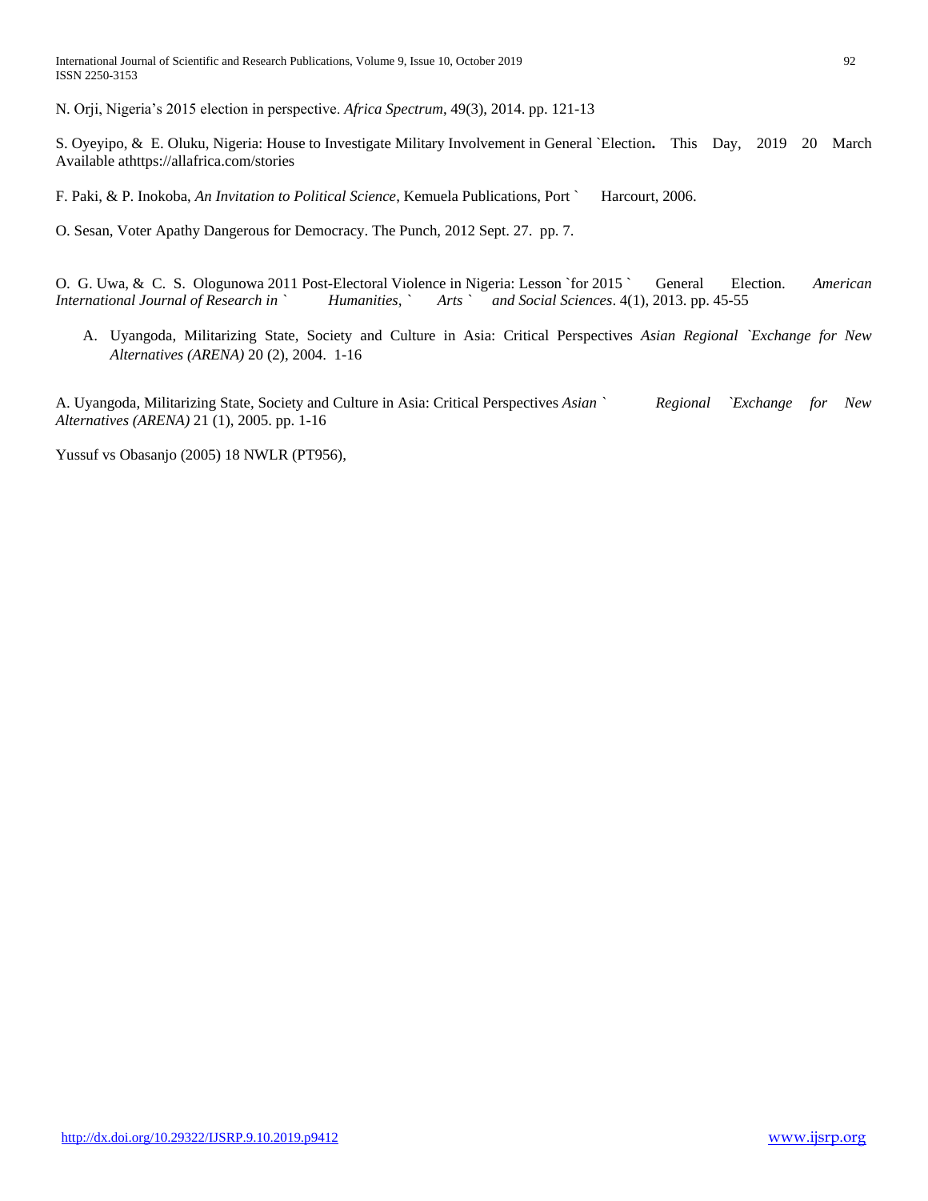N. Orji, Nigeria's 2015 election in perspective. *Africa Spectrum*, 49(3), 2014. pp. 121-13

S. Oyeyipo, & E. Oluku, Nigeria: House to Investigate Military Involvement in General `Election**.** This Day, 2019 20 March Available athttps://allafrica.com/stories

F. Paki, & P. Inokoba, *An Invitation to Political Science*, Kemuela Publications, Port ` Harcourt, 2006.

O. Sesan, Voter Apathy Dangerous for Democracy. The Punch, 2012 Sept. 27. pp. 7.

O. G. Uwa, & C. S. Ologunowa 2011 Post-Electoral Violence in Nigeria: Lesson `for 2015 ` General Election. *American International Journal of Research in ` Humanities, ` Arts ` and Social Sciences*. 4(1), 2013. pp. 45-55

A. Uyangoda, Militarizing State, Society and Culture in Asia: Critical Perspectives *Asian Regional `Exchange for New Alternatives (ARENA)* 20 (2), 2004. 1-16

A. Uyangoda, Militarizing State, Society and Culture in Asia: Critical Perspectives *Asian ` Regional `Exchange for New Alternatives (ARENA)* 21 (1), 2005. pp. 1-16

Yussuf vs Obasanjo (2005) 18 NWLR (PT956),